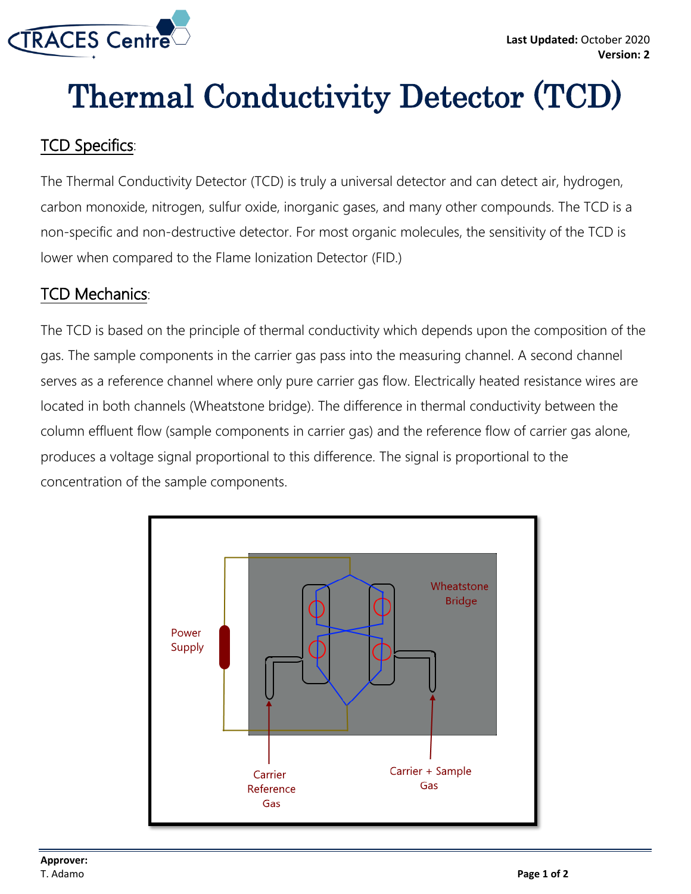# Thermal Conductivity Detector (TCD)

## TCD Specifics:

The Thermal Conductivity Detector (TCD) is truly a universal detector and can detect air, hydrogen, carbon monoxide, nitrogen, sulfur oxide, inorganic gases, and many other compounds. The TCD is a non-specific and non-destructive detector. For most organic molecules, the sensitivity of the TCD is lower when compared to the Flame Ionization Detector (FID.)

## TCD Mechanics:

The TCD is based on the principle of thermal conductivity which depends upon the composition of the gas. The sample components in the carrier gas pass into the measuring channel. A second channel serves as a reference channel where only pure carrier gas flow. Electrically heated resistance wires are located in both channels (Wheatstone bridge). The difference in thermal conductivity between the column effluent flow (sample components in carrier gas) and the reference flow of carrier gas alone, produces a voltage signal proportional to this difference. The signal is proportional to the concentration of the sample components.

Wheatstone Bridge

Power Supply

Carrier Reference Gas

Carrier + Sample Gas

**Approver:**
T. Adamo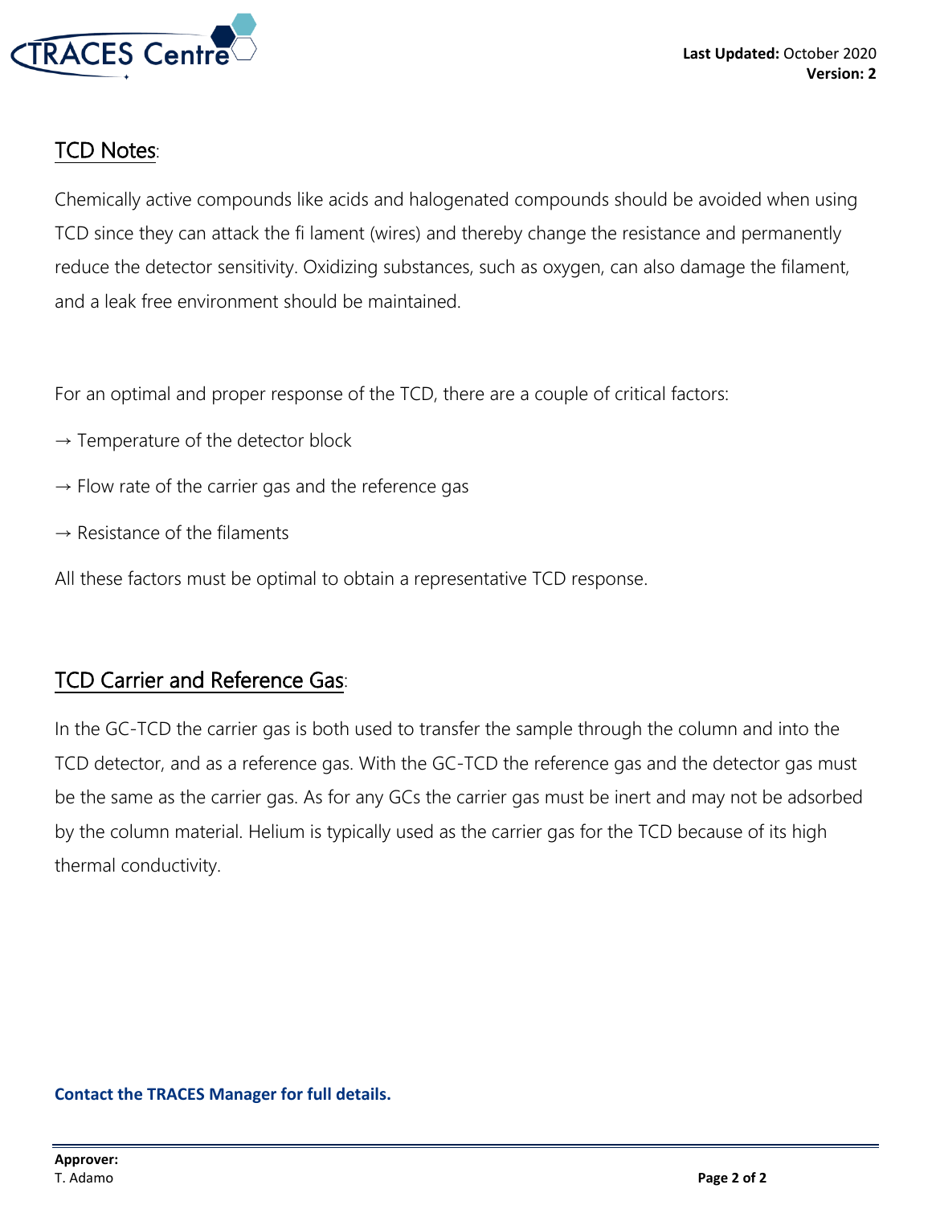## TCD Notes:

Chemically active compounds like acids and halogenated compounds should be avoided when using TCD since they can attack the fi lament (wires) and thereby change the resistance and permanently reduce the detector sensitivity. Oxidizing substances, such as oxygen, can also damage the filament, and a leak free environment should be maintained.

For an optimal and proper response of the TCD, there are a couple of critical factors:

→ Temperature of the detector block

→ Flow rate of the carrier gas and the reference gas

→ Resistance of the filaments

All these factors must be optimal to obtain a representative TCD response.

## TCD Carrier and Reference Gas:

In the GC-TCD the carrier gas is both used to transfer the sample through the column and into the TCD detector, and as a reference gas. With the GC-TCD the reference gas and the detector gas must be the same as the carrier gas. As for any GCs the carrier gas must be inert and may not be adsorbed by the column material. Helium is typically used as the carrier gas for the TCD because of its high thermal conductivity.

**Contact the TRACES Manager for full details.**

**Approver:**
T. Adamo